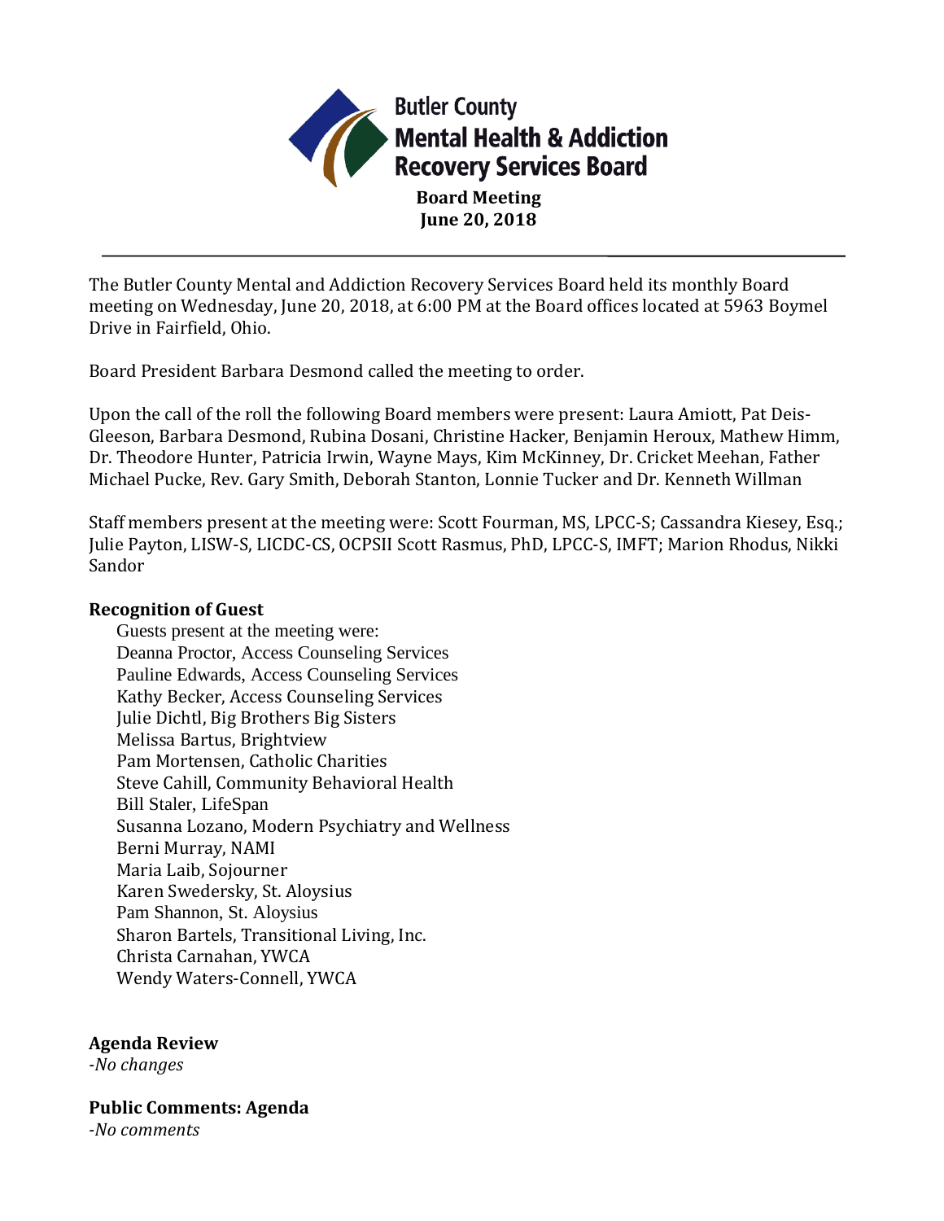# Butler County Mental Health & Addiction Recovery Services Board

**Board Meeting**
**June 20, 2018**

---

The Butler County Mental and Addiction Recovery Services Board held its monthly Board meeting on Wednesday, June 20, 2018, at 6:00 PM at the Board offices located at 5963 Boymel Drive in Fairfield, Ohio.

Board President Barbara Desmond called the meeting to order.

Upon the call of the roll the following Board members were present: Laura Amiott, Pat Deis-Gleeson, Barbara Desmond, Rubina Dosani, Christine Hacker, Benjamin Heroux, Mathew Himm, Dr. Theodore Hunter, Patricia Irwin, Wayne Mays, Kim McKinney, Dr. Cricket Meehan, Father Michael Pucke, Rev. Gary Smith, Deborah Stanton, Lonnie Tucker and Dr. Kenneth Willman

Staff members present at the meeting were: Scott Fourman, MS, LPCC-S; Cassandra Kiesey, Esq.; Julie Payton, LISW-S, LICDC-CS, OCPSII Scott Rasmus, PhD, LPCC-S, IMFT; Marion Rhodus, Nikki Sandor

**Recognition of Guest**

Guests present at the meeting were:
Deanna Proctor, Access Counseling Services
Pauline Edwards, Access Counseling Services
Kathy Becker, Access Counseling Services
Julie Dichtl, Big Brothers Big Sisters
Melissa Bartus, Brightview
Pam Mortensen, Catholic Charities
Steve Cahill, Community Behavioral Health
Bill Staler, LifeSpan
Susanna Lozano, Modern Psychiatry and Wellness
Berni Murray, NAMI
Maria Laib, Sojourner
Karen Swedersky, St. Aloysius
Pam Shannon, St. Aloysius
Sharon Bartels, Transitional Living, Inc.
Christa Carnahan, YWCA
Wendy Waters-Connell, YWCA

**Agenda Review**
*-No changes*

**Public Comments: Agenda**
*-No comments*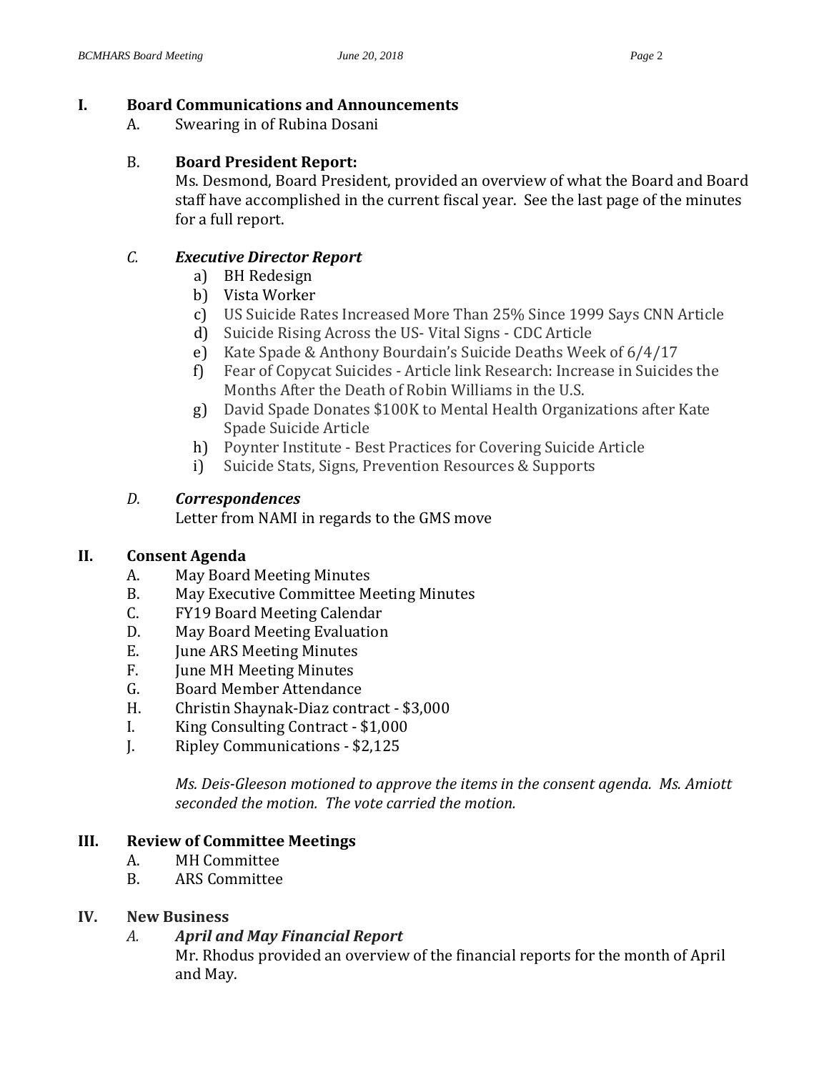## I. Board Communications and Announcements

A. Swearing in of Rubina Dosani

B. **Board President Report:**

Ms. Desmond, Board President, provided an overview of what the Board and Board staff have accomplished in the current fiscal year. See the last page of the minutes for a full report.

C. ***Executive Director Report***

a) BH Redesign
b) Vista Worker
c) US Suicide Rates Increased More Than 25% Since 1999 Says CNN Article
d) Suicide Rising Across the US- Vital Signs - CDC Article
e) Kate Spade & Anthony Bourdain's Suicide Deaths Week of 6/4/17
f) Fear of Copycat Suicides - Article link Research: Increase in Suicides the Months After the Death of Robin Williams in the U.S.
g) David Spade Donates $100K to Mental Health Organizations after Kate Spade Suicide Article
h) Poynter Institute - Best Practices for Covering Suicide Article
i) Suicide Stats, Signs, Prevention Resources & Supports

D. ***Correspondences***

Letter from NAMI in regards to the GMS move

## II. Consent Agenda

A. May Board Meeting Minutes
B. May Executive Committee Meeting Minutes
C. FY19 Board Meeting Calendar
D. May Board Meeting Evaluation
E. June ARS Meeting Minutes
F. June MH Meeting Minutes
G. Board Member Attendance
H. Christin Shaynak-Diaz contract - $3,000
I. King Consulting Contract - $1,000
J. Ripley Communications - $2,125

*Ms. Deis-Gleeson motioned to approve the items in the consent agenda. Ms. Amiott seconded the motion. The vote carried the motion.*

## III. Review of Committee Meetings

A. MH Committee
B. ARS Committee

## IV. New Business

A. ***April and May Financial Report***

Mr. Rhodus provided an overview of the financial reports for the month of April and May.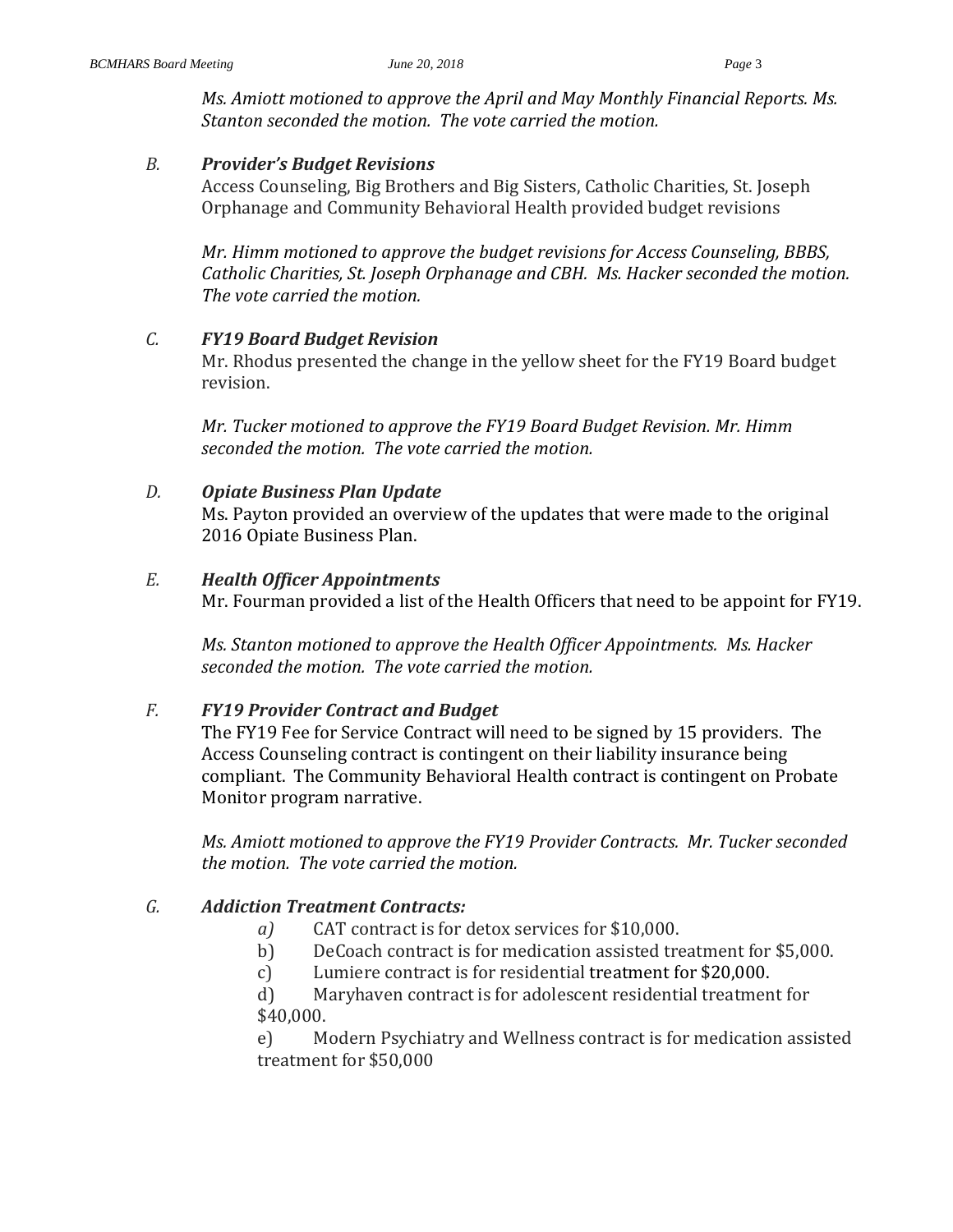*Ms. Amiott motioned to approve the April and May Monthly Financial Reports. Ms. Stanton seconded the motion. The vote carried the motion.*

*B.* ***Provider's Budget Revisions***

Access Counseling, Big Brothers and Big Sisters, Catholic Charities, St. Joseph Orphanage and Community Behavioral Health provided budget revisions

*Mr. Himm motioned to approve the budget revisions for Access Counseling, BBBS, Catholic Charities, St. Joseph Orphanage and CBH. Ms. Hacker seconded the motion. The vote carried the motion.*

*C.* ***FY19 Board Budget Revision***

Mr. Rhodus presented the change in the yellow sheet for the FY19 Board budget revision.

*Mr. Tucker motioned to approve the FY19 Board Budget Revision. Mr. Himm seconded the motion. The vote carried the motion.*

*D.* ***Opiate Business Plan Update***

Ms. Payton provided an overview of the updates that were made to the original 2016 Opiate Business Plan.

*E.* ***Health Officer Appointments***

Mr. Fourman provided a list of the Health Officers that need to be appoint for FY19.

*Ms. Stanton motioned to approve the Health Officer Appointments. Ms. Hacker seconded the motion. The vote carried the motion.*

*F.* ***FY19 Provider Contract and Budget***

The FY19 Fee for Service Contract will need to be signed by 15 providers. The Access Counseling contract is contingent on their liability insurance being compliant. The Community Behavioral Health contract is contingent on Probate Monitor program narrative.

*Ms. Amiott motioned to approve the FY19 Provider Contracts. Mr. Tucker seconded the motion. The vote carried the motion.*

*G.* ***Addiction Treatment Contracts:***

*a)* CAT contract is for detox services for $10,000.

b) DeCoach contract is for medication assisted treatment for $5,000.

c) Lumiere contract is for residential treatment for $20,000.

d) Maryhaven contract is for adolescent residential treatment for $40,000.

e) Modern Psychiatry and Wellness contract is for medication assisted treatment for $50,000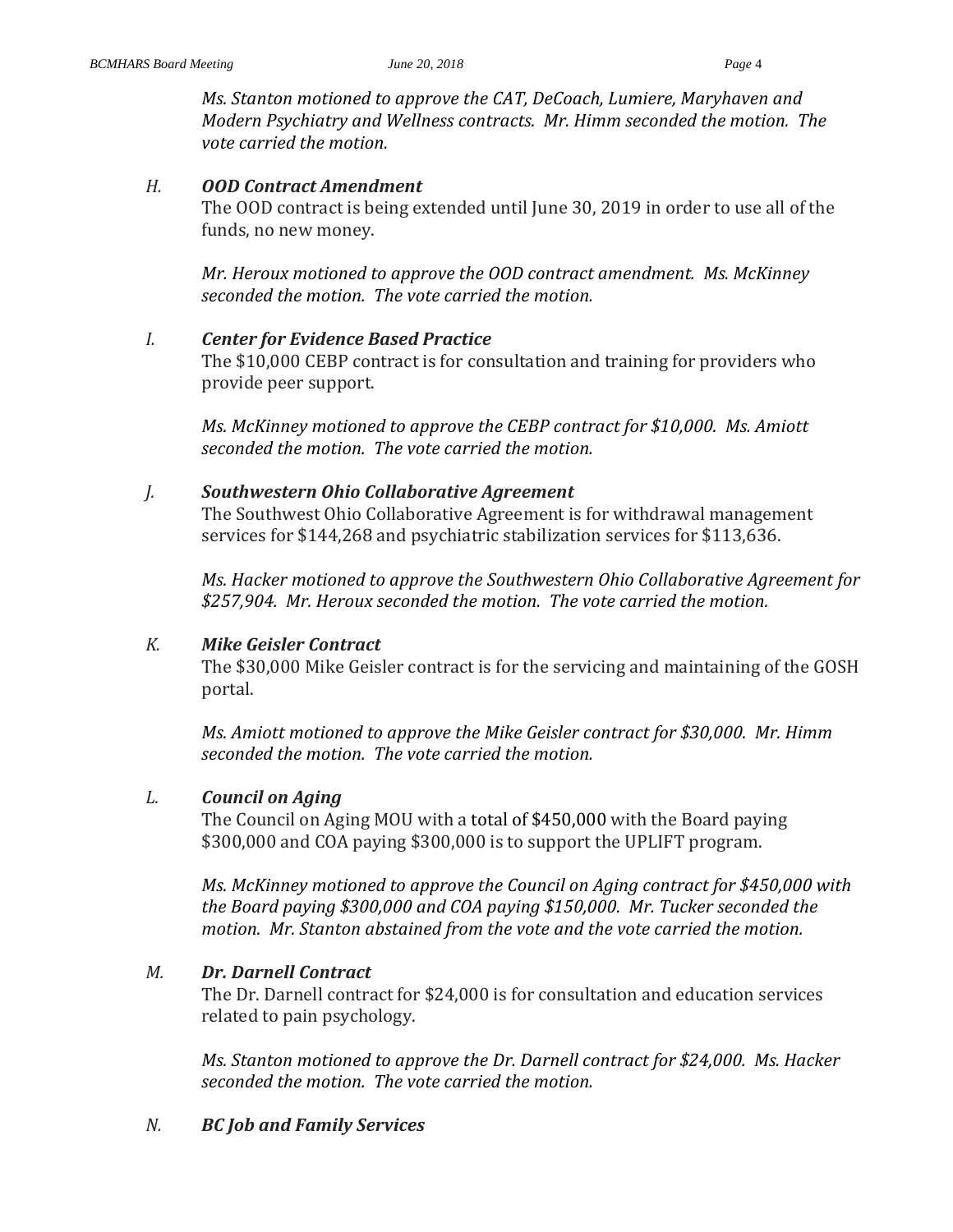*Ms. Stanton motioned to approve the CAT, DeCoach, Lumiere, Maryhaven and Modern Psychiatry and Wellness contracts. Mr. Himm seconded the motion. The vote carried the motion.*

*H.* ***OOD Contract Amendment***

The OOD contract is being extended until June 30, 2019 in order to use all of the funds, no new money.

*Mr. Heroux motioned to approve the OOD contract amendment. Ms. McKinney seconded the motion. The vote carried the motion.*

*I.* ***Center for Evidence Based Practice***

The $10,000 CEBP contract is for consultation and training for providers who provide peer support.

*Ms. McKinney motioned to approve the CEBP contract for $10,000. Ms. Amiott seconded the motion. The vote carried the motion.*

*J.* ***Southwestern Ohio Collaborative Agreement***

The Southwest Ohio Collaborative Agreement is for withdrawal management services for $144,268 and psychiatric stabilization services for $113,636.

*Ms. Hacker motioned to approve the Southwestern Ohio Collaborative Agreement for $257,904. Mr. Heroux seconded the motion. The vote carried the motion.*

*K.* ***Mike Geisler Contract***

The $30,000 Mike Geisler contract is for the servicing and maintaining of the GOSH portal.

*Ms. Amiott motioned to approve the Mike Geisler contract for $30,000. Mr. Himm seconded the motion. The vote carried the motion.*

*L.* ***Council on Aging***

The Council on Aging MOU with a total of $450,000 with the Board paying $300,000 and COA paying $300,000 is to support the UPLIFT program.

*Ms. McKinney motioned to approve the Council on Aging contract for $450,000 with the Board paying $300,000 and COA paying $150,000. Mr. Tucker seconded the motion. Mr. Stanton abstained from the vote and the vote carried the motion.*

*M.* ***Dr. Darnell Contract***

The Dr. Darnell contract for $24,000 is for consultation and education services related to pain psychology.

*Ms. Stanton motioned to approve the Dr. Darnell contract for $24,000. Ms. Hacker seconded the motion. The vote carried the motion.*

*N.* ***BC Job and Family Services***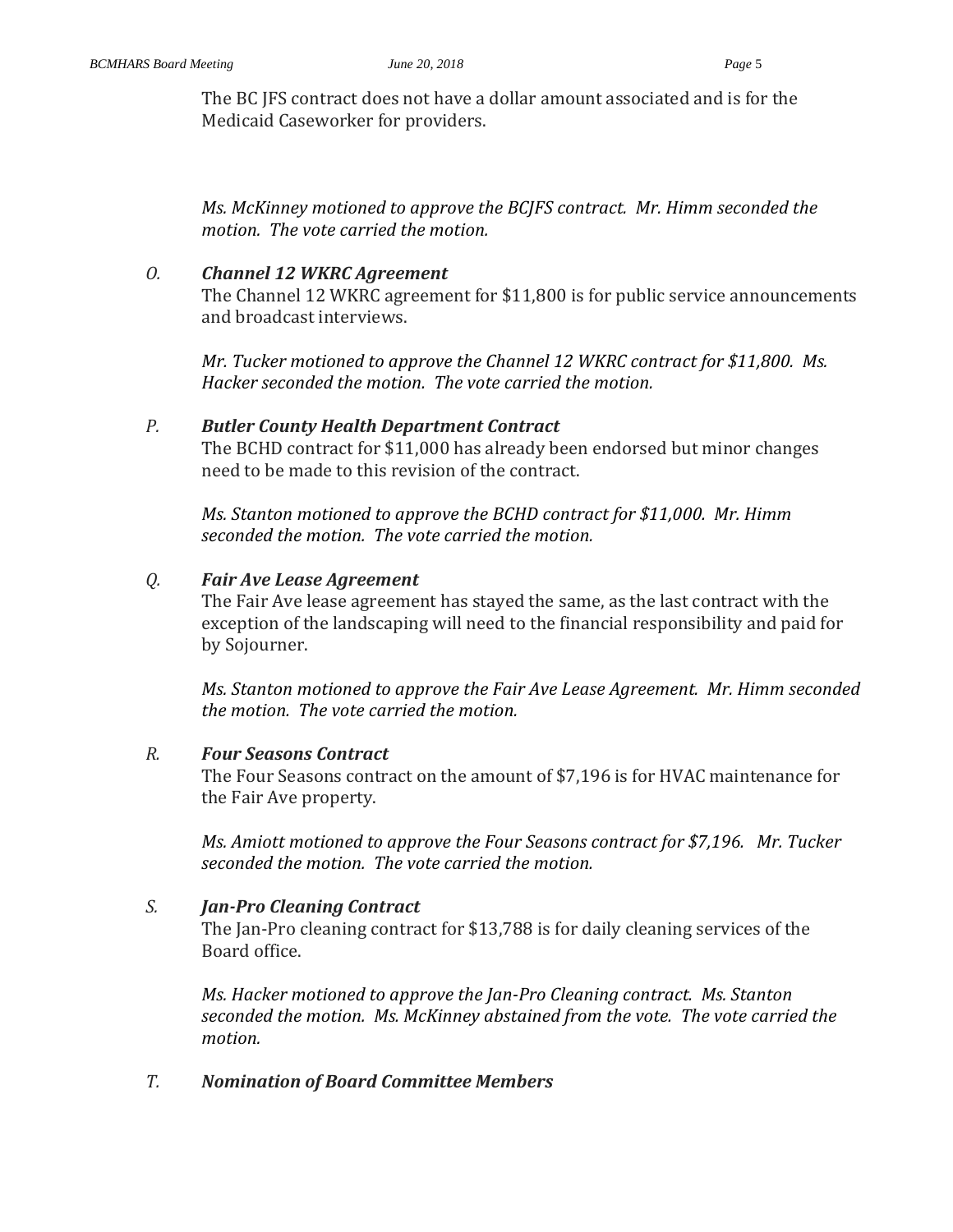The BC JFS contract does not have a dollar amount associated and is for the Medicaid Caseworker for providers.

*Ms. McKinney motioned to approve the BCJFS contract. Mr. Himm seconded the motion. The vote carried the motion.*

### *O. Channel 12 WKRC Agreement*

The Channel 12 WKRC agreement for $11,800 is for public service announcements and broadcast interviews.

*Mr. Tucker motioned to approve the Channel 12 WKRC contract for $11,800. Ms. Hacker seconded the motion. The vote carried the motion.*

### *P. Butler County Health Department Contract*

The BCHD contract for $11,000 has already been endorsed but minor changes need to be made to this revision of the contract.

*Ms. Stanton motioned to approve the BCHD contract for $11,000. Mr. Himm seconded the motion. The vote carried the motion.*

### *Q. Fair Ave Lease Agreement*

The Fair Ave lease agreement has stayed the same, as the last contract with the exception of the landscaping will need to the financial responsibility and paid for by Sojourner.

*Ms. Stanton motioned to approve the Fair Ave Lease Agreement. Mr. Himm seconded the motion. The vote carried the motion.*

### *R. Four Seasons Contract*

The Four Seasons contract on the amount of $7,196 is for HVAC maintenance for the Fair Ave property.

*Ms. Amiott motioned to approve the Four Seasons contract for $7,196. Mr. Tucker seconded the motion. The vote carried the motion.*

### *S. Jan-Pro Cleaning Contract*

The Jan-Pro cleaning contract for $13,788 is for daily cleaning services of the Board office.

*Ms. Hacker motioned to approve the Jan-Pro Cleaning contract. Ms. Stanton seconded the motion. Ms. McKinney abstained from the vote. The vote carried the motion.*

### *T. Nomination of Board Committee Members*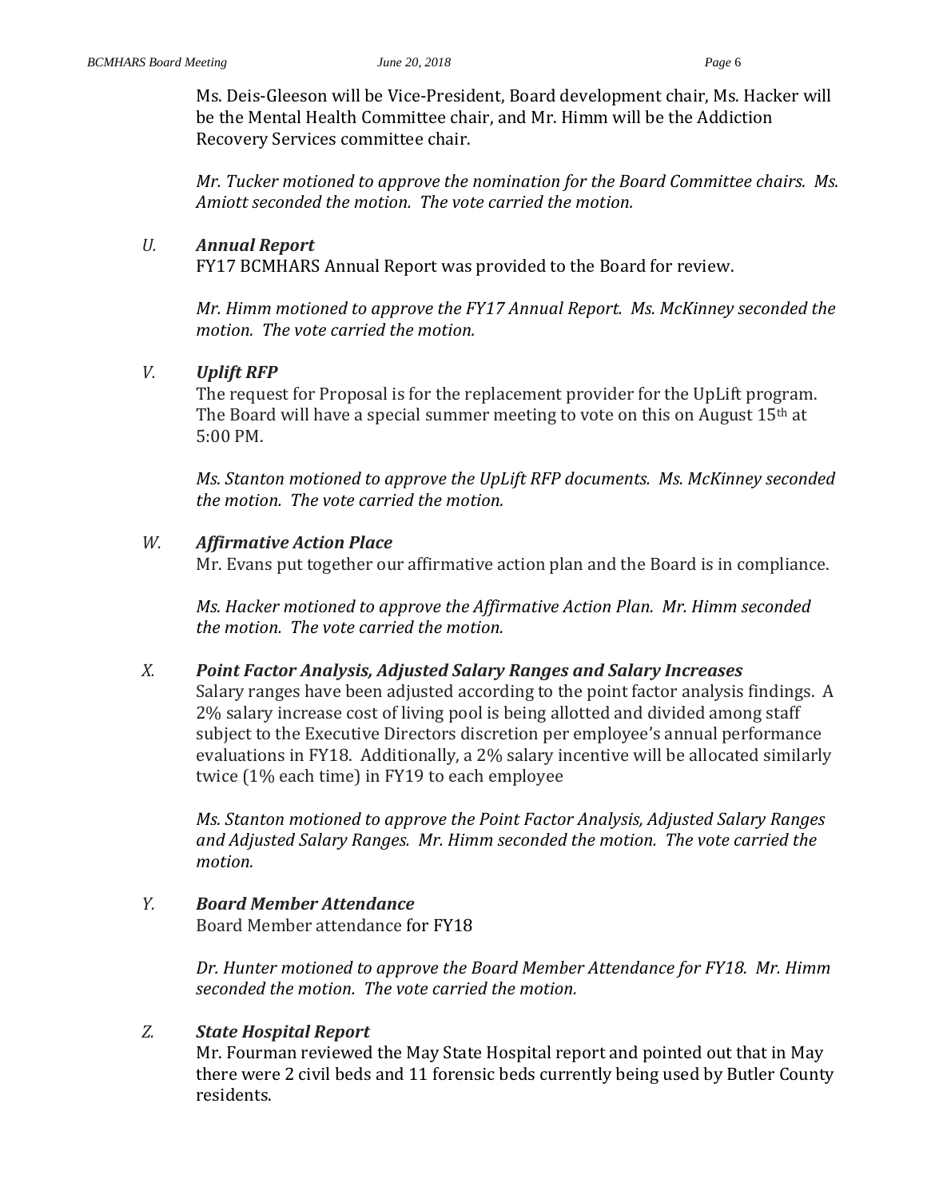Ms. Deis-Gleeson will be Vice-President, Board development chair, Ms. Hacker will be the Mental Health Committee chair, and Mr. Himm will be the Addiction Recovery Services committee chair.

*Mr. Tucker motioned to approve the nomination for the Board Committee chairs. Ms. Amiott seconded the motion. The vote carried the motion.*

### U. ***Annual Report***

FY17 BCMHARS Annual Report was provided to the Board for review.

*Mr. Himm motioned to approve the FY17 Annual Report. Ms. McKinney seconded the motion. The vote carried the motion.*

### V. ***Uplift RFP***

The request for Proposal is for the replacement provider for the UpLift program. The Board will have a special summer meeting to vote on this on August 15th at 5:00 PM.

*Ms. Stanton motioned to approve the UpLift RFP documents. Ms. McKinney seconded the motion. The vote carried the motion.*

### W. ***Affirmative Action Place***

Mr. Evans put together our affirmative action plan and the Board is in compliance.

*Ms. Hacker motioned to approve the Affirmative Action Plan. Mr. Himm seconded the motion. The vote carried the motion.*

### X. ***Point Factor Analysis, Adjusted Salary Ranges and Salary Increases***

Salary ranges have been adjusted according to the point factor analysis findings. A 2% salary increase cost of living pool is being allotted and divided among staff subject to the Executive Directors discretion per employee's annual performance evaluations in FY18. Additionally, a 2% salary incentive will be allocated similarly twice (1% each time) in FY19 to each employee

*Ms. Stanton motioned to approve the Point Factor Analysis, Adjusted Salary Ranges and Adjusted Salary Ranges. Mr. Himm seconded the motion. The vote carried the motion.*

### Y. ***Board Member Attendance***

Board Member attendance for FY18

*Dr. Hunter motioned to approve the Board Member Attendance for FY18. Mr. Himm seconded the motion. The vote carried the motion.*

### Z. ***State Hospital Report***

Mr. Fourman reviewed the May State Hospital report and pointed out that in May there were 2 civil beds and 11 forensic beds currently being used by Butler County residents.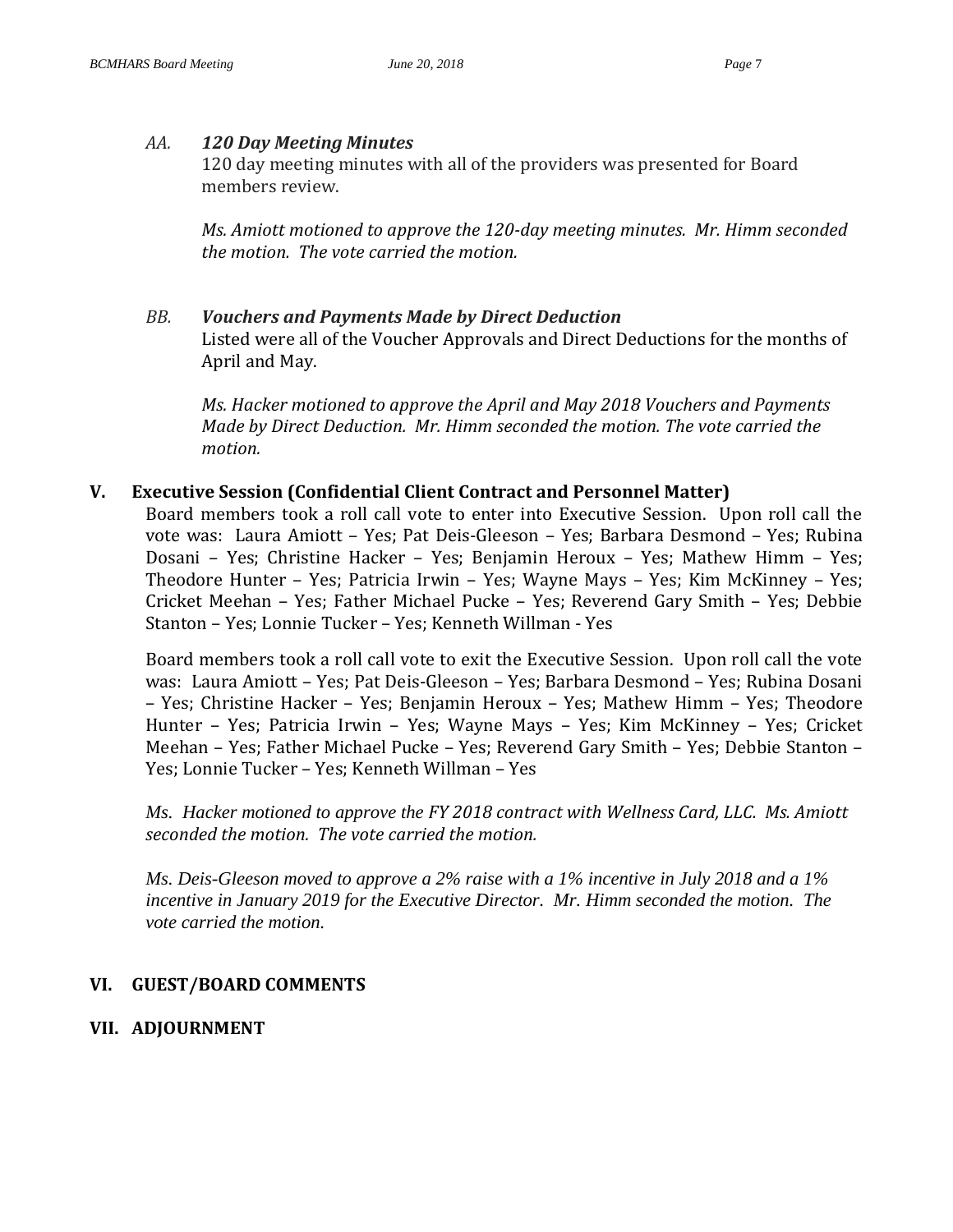*AA.* ***120 Day Meeting Minutes***

120 day meeting minutes with all of the providers was presented for Board members review.

*Ms. Amiott motioned to approve the 120-day meeting minutes. Mr. Himm seconded the motion. The vote carried the motion.*

*BB.* ***Vouchers and Payments Made by Direct Deduction***

Listed were all of the Voucher Approvals and Direct Deductions for the months of April and May.

*Ms. Hacker motioned to approve the April and May 2018 Vouchers and Payments Made by Direct Deduction. Mr. Himm seconded the motion. The vote carried the motion.*

## V. Executive Session (Confidential Client Contract and Personnel Matter)

Board members took a roll call vote to enter into Executive Session. Upon roll call the vote was: Laura Amiott – Yes; Pat Deis-Gleeson – Yes; Barbara Desmond – Yes; Rubina Dosani – Yes; Christine Hacker – Yes; Benjamin Heroux – Yes; Mathew Himm – Yes; Theodore Hunter – Yes; Patricia Irwin – Yes; Wayne Mays – Yes; Kim McKinney – Yes; Cricket Meehan – Yes; Father Michael Pucke – Yes; Reverend Gary Smith – Yes; Debbie Stanton – Yes; Lonnie Tucker – Yes; Kenneth Willman - Yes

Board members took a roll call vote to exit the Executive Session. Upon roll call the vote was: Laura Amiott – Yes; Pat Deis-Gleeson – Yes; Barbara Desmond – Yes; Rubina Dosani – Yes; Christine Hacker – Yes; Benjamin Heroux – Yes; Mathew Himm – Yes; Theodore Hunter – Yes; Patricia Irwin – Yes; Wayne Mays – Yes; Kim McKinney – Yes; Cricket Meehan – Yes; Father Michael Pucke – Yes; Reverend Gary Smith – Yes; Debbie Stanton – Yes; Lonnie Tucker – Yes; Kenneth Willman – Yes

*Ms. Hacker motioned to approve the FY 2018 contract with Wellness Card, LLC. Ms. Amiott seconded the motion. The vote carried the motion.*

*Ms. Deis-Gleeson moved to approve a 2% raise with a 1% incentive in July 2018 and a 1% incentive in January 2019 for the Executive Director. Mr. Himm seconded the motion. The vote carried the motion.*

## VI. GUEST/BOARD COMMENTS

## VII. ADJOURNMENT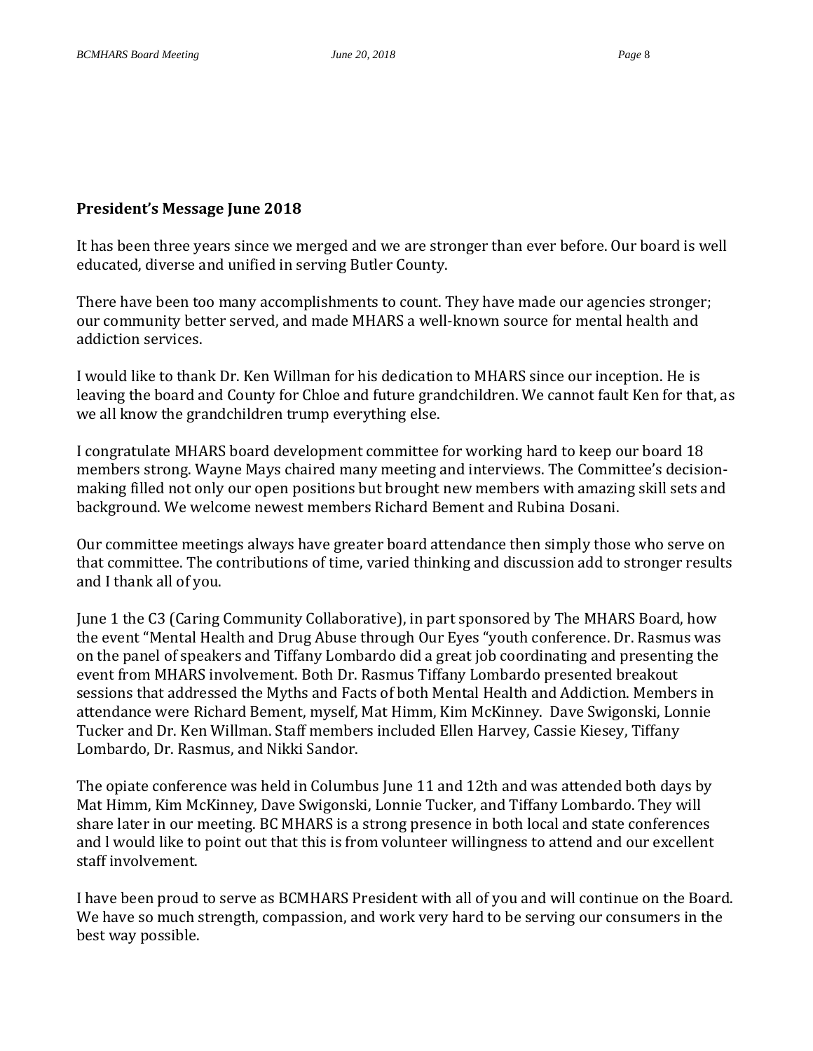**President's Message June 2018**

It has been three years since we merged and we are stronger than ever before. Our board is well educated, diverse and unified in serving Butler County.

There have been too many accomplishments to count. They have made our agencies stronger; our community better served, and made MHARS a well-known source for mental health and addiction services.

I would like to thank Dr. Ken Willman for his dedication to MHARS since our inception. He is leaving the board and County for Chloe and future grandchildren. We cannot fault Ken for that, as we all know the grandchildren trump everything else.

I congratulate MHARS board development committee for working hard to keep our board 18 members strong. Wayne Mays chaired many meeting and interviews. The Committee's decision-making filled not only our open positions but brought new members with amazing skill sets and background. We welcome newest members Richard Bement and Rubina Dosani.

Our committee meetings always have greater board attendance then simply those who serve on that committee. The contributions of time, varied thinking and discussion add to stronger results and I thank all of you.

June 1 the C3 (Caring Community Collaborative), in part sponsored by The MHARS Board, how the event "Mental Health and Drug Abuse through Our Eyes "youth conference. Dr. Rasmus was on the panel of speakers and Tiffany Lombardo did a great job coordinating and presenting the event from MHARS involvement. Both Dr. Rasmus Tiffany Lombardo presented breakout sessions that addressed the Myths and Facts of both Mental Health and Addiction. Members in attendance were Richard Bement, myself, Mat Himm, Kim McKinney. Dave Swigonski, Lonnie Tucker and Dr. Ken Willman. Staff members included Ellen Harvey, Cassie Kiesey, Tiffany Lombardo, Dr. Rasmus, and Nikki Sandor.

The opiate conference was held in Columbus June 11 and 12th and was attended both days by Mat Himm, Kim McKinney, Dave Swigonski, Lonnie Tucker, and Tiffany Lombardo. They will share later in our meeting. BC MHARS is a strong presence in both local and state conferences and l would like to point out that this is from volunteer willingness to attend and our excellent staff involvement.

I have been proud to serve as BCMHARS President with all of you and will continue on the Board. We have so much strength, compassion, and work very hard to be serving our consumers in the best way possible.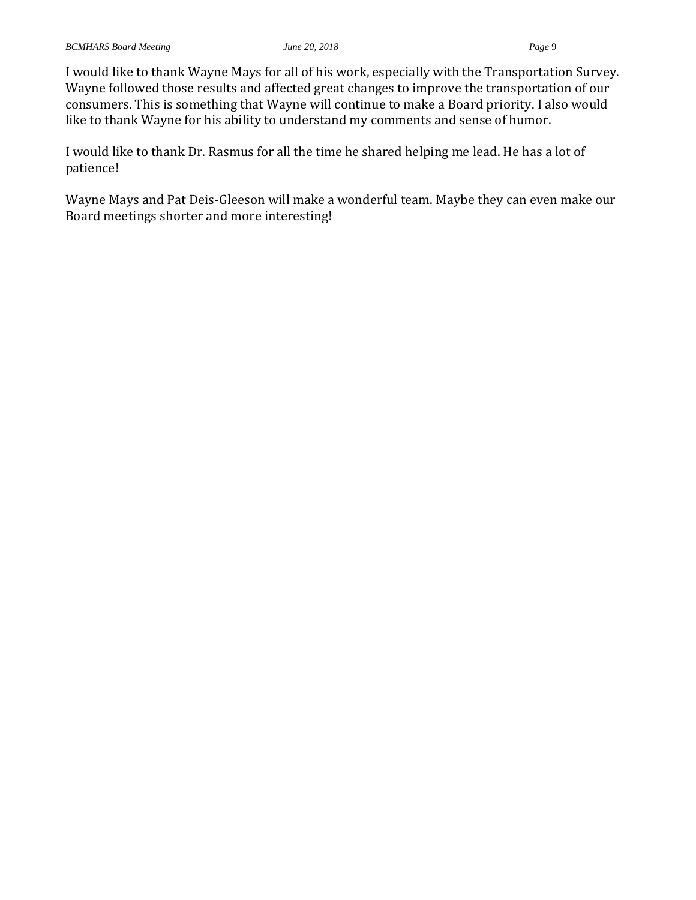I would like to thank Wayne Mays for all of his work, especially with the Transportation Survey. Wayne followed those results and affected great changes to improve the transportation of our consumers. This is something that Wayne will continue to make a Board priority. I also would like to thank Wayne for his ability to understand my comments and sense of humor.

I would like to thank Dr. Rasmus for all the time he shared helping me lead. He has a lot of patience!

Wayne Mays and Pat Deis-Gleeson will make a wonderful team. Maybe they can even make our Board meetings shorter and more interesting!